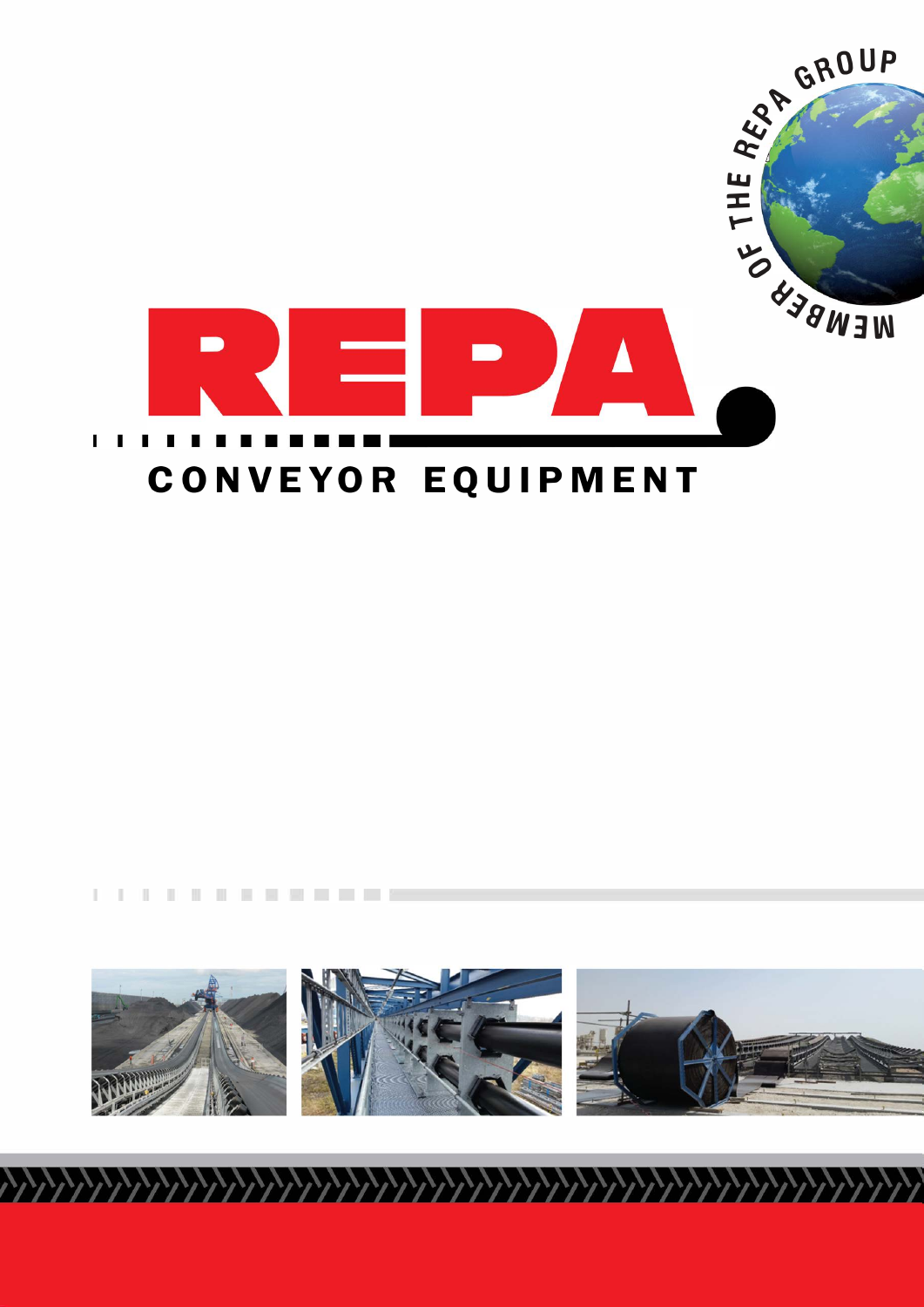MEMBER OF THE REPA GROUP

# REPA

## CONVEYOR EQUIPMENT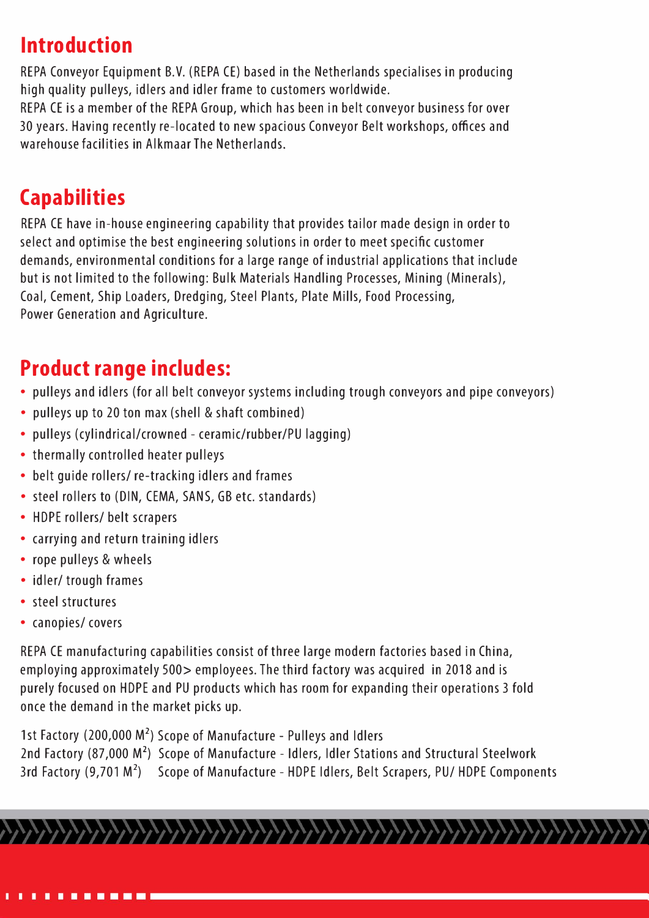## Introduction

REPA Conveyor Equipment B.V. (REPA CE) based in the Netherlands specialises in producing high quality pulleys, idlers and idler frame to customers worldwide.
REPA CE is a member of the REPA Group, which has been in belt conveyor business for over 30 years. Having recently re-located to new spacious Conveyor Belt workshops, offices and warehouse facilities in Alkmaar The Netherlands.

## Capabilities

REPA CE have in-house engineering capability that provides tailor made design in order to select and optimise the best engineering solutions in order to meet specific customer demands, environmental conditions for a large range of industrial applications that include but is not limited to the following: Bulk Materials Handling Processes, Mining (Minerals), Coal, Cement, Ship Loaders, Dredging, Steel Plants, Plate Mills, Food Processing, Power Generation and Agriculture.

## Product range includes:

- pulleys and idlers (for all belt conveyor systems including trough conveyors and pipe conveyors)
- pulleys up to 20 ton max (shell & shaft combined)
- pulleys (cylindrical/crowned - ceramic/rubber/PU lagging)
- thermally controlled heater pulleys
- belt guide rollers/ re-tracking idlers and frames
- steel rollers to (DIN, CEMA, SANS, GB etc. standards)
- HDPE rollers/ belt scrapers
- carrying and return training idlers
- rope pulleys & wheels
- idler/ trough frames
- steel structures
- canopies/ covers

REPA CE manufacturing capabilities consist of three large modern factories based in China, employing approximately 500> employees. The third factory was acquired in 2018 and is purely focused on HDPE and PU products which has room for expanding their operations 3 fold once the demand in the market picks up.

1st Factory (200,000 $M^2$) Scope of Manufacture - Pulleys and Idlers
2nd Factory (87,000 $M^2$) Scope of Manufacture - Idlers, Idler Stations and Structural Steelwork
3rd Factory (9,701 $M^2$) Scope of Manufacture - HDPE Idlers, Belt Scrapers, PU/ HDPE Components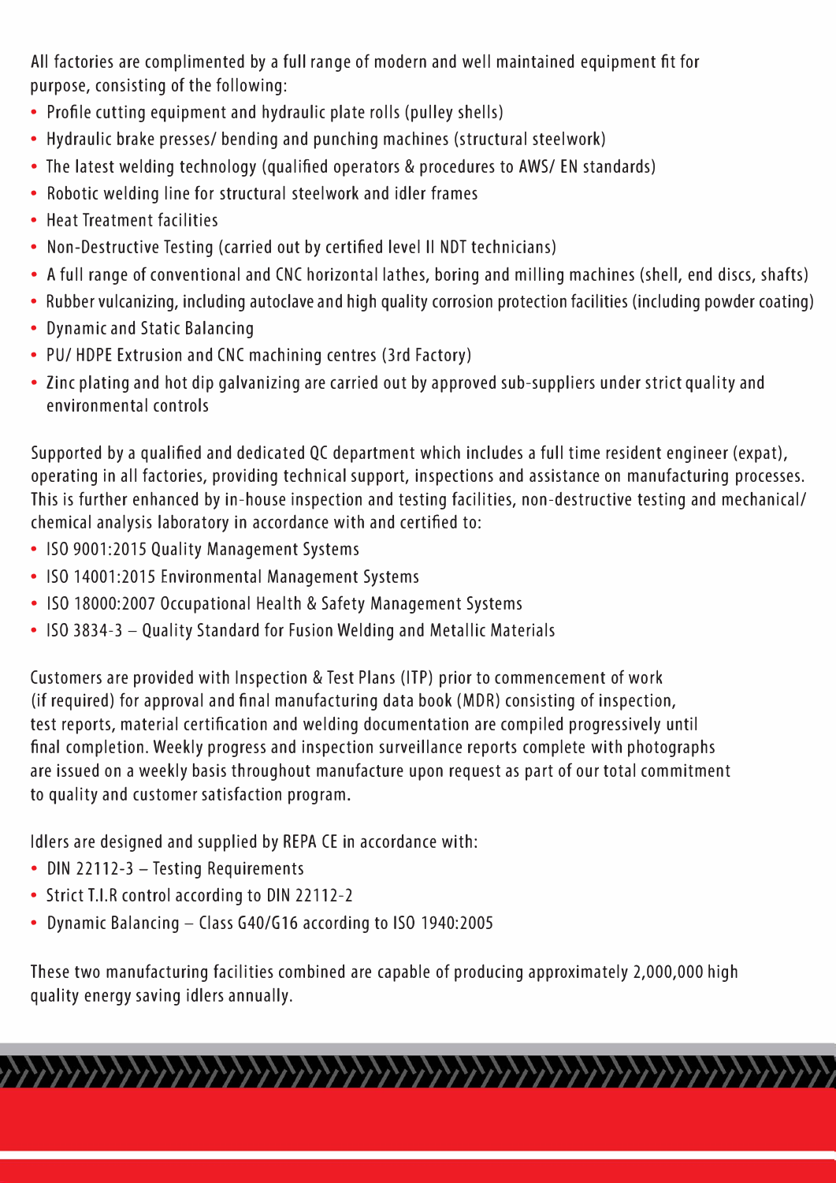All factories are complimented by a full range of modern and well maintained equipment fit for purpose, consisting of the following:

- Profile cutting equipment and hydraulic plate rolls (pulley shells)
- Hydraulic brake presses/ bending and punching machines (structural steelwork)
- The latest welding technology (qualified operators & procedures to AWS/ EN standards)
- Robotic welding line for structural steelwork and idler frames
- Heat Treatment facilities
- Non-Destructive Testing (carried out by certified level II NDT technicians)
- A full range of conventional and CNC horizontal lathes, boring and milling machines (shell, end discs, shafts)
- Rubber vulcanizing, including autoclave and high quality corrosion protection facilities (including powder coating)
- Dynamic and Static Balancing
- PU/ HDPE Extrusion and CNC machining centres (3rd Factory)
- Zinc plating and hot dip galvanizing are carried out by approved sub-suppliers under strict quality and environmental controls

Supported by a qualified and dedicated QC department which includes a full time resident engineer (expat), operating in all factories, providing technical support, inspections and assistance on manufacturing processes. This is further enhanced by in-house inspection and testing facilities, non-destructive testing and mechanical/ chemical analysis laboratory in accordance with and certified to:

- ISO 9001:2015 Quality Management Systems
- ISO 14001:2015 Environmental Management Systems
- ISO 18000:2007 Occupational Health & Safety Management Systems
- ISO 3834-3 – Quality Standard for Fusion Welding and Metallic Materials

Customers are provided with Inspection & Test Plans (ITP) prior to commencement of work (if required) for approval and final manufacturing data book (MDR) consisting of inspection, test reports, material certification and welding documentation are compiled progressively until final completion. Weekly progress and inspection surveillance reports complete with photographs are issued on a weekly basis throughout manufacture upon request as part of our total commitment to quality and customer satisfaction program.

Idlers are designed and supplied by REPA CE in accordance with:

- DIN 22112-3 – Testing Requirements
- Strict T.I.R control according to DIN 22112-2
- Dynamic Balancing – Class G40/G16 according to ISO 1940:2005

These two manufacturing facilities combined are capable of producing approximately 2,000,000 high quality energy saving idlers annually.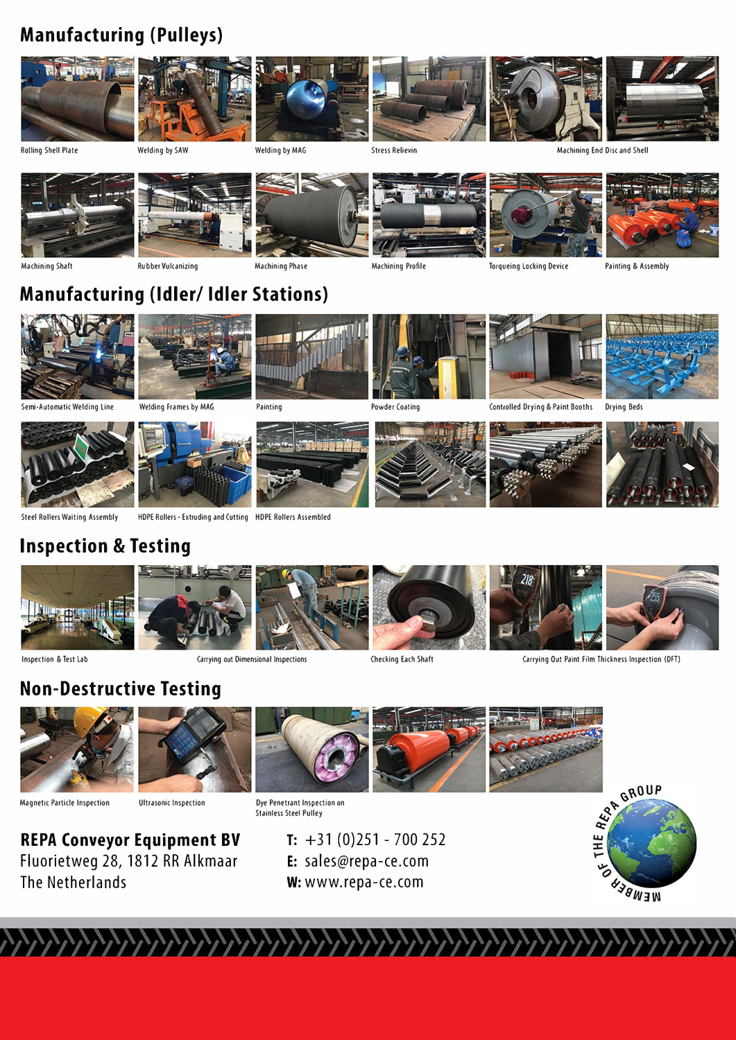## Manufacturing (Pulleys)

Rolling Shell Plate

Welding by SAW

Welding by MAG

Stress Relievin

Machining End Disc and Shell

Machining Shaft

Rubber Vulcanizing

Machining Phase

Machining Profile

Torqueing Locking Device

Painting & Assembly

## Manufacturing (Idler/ Idler Stations)

Semi-Automatic Welding Line

Welding Frames by MAG

Painting

Powder Coating

Controlled Drying & Paint Booths

Drying Beds

Steel Rollers Waiting Assembly

HDPE Rollers - Extruding and Cutting

HDPE Rollers Assembled

## Inspection & Testing

Inspection & Test Lab

Carrying out Dimensional Inspections

Checking Each Shaft

Carrying Out Paint Film Thickness Inspection (DFT)

## Non-Destructive Testing

Magnetic Particle Inspection

Ultrasonic Inspection

Dye Penetrant Inspection on Stainless Steel Pulley

**REPA Conveyor Equipment BV**
Fluorietweg 28, 1812 RR Alkmaar
The Netherlands

**T:** +31 (0)251 - 700 252
**E:** sales@repa-ce.com
**W:** www.repa-ce.com

MEMBER OF THE REPA GROUP